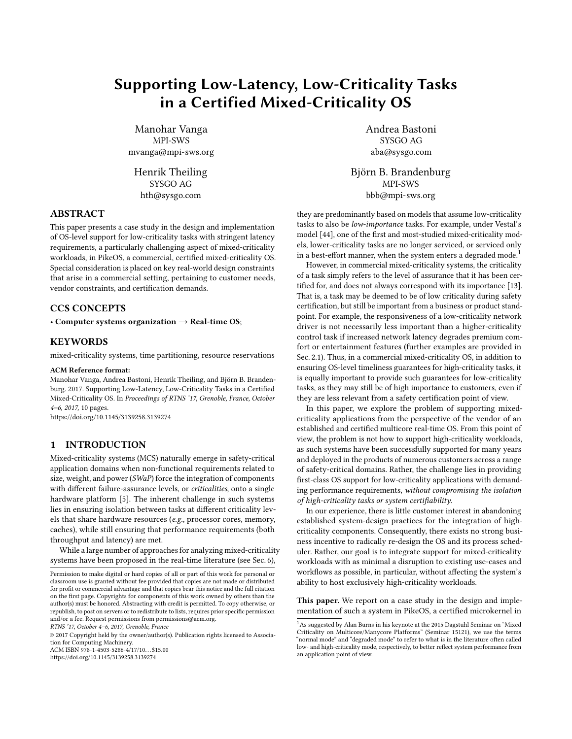# Supporting Low-Latency, Low-Criticality Tasks in a Certified Mixed-Criticality OS

Manohar Vanga
MPI-SWS
mvanga@mpi-sws.org

Andrea Bastoni
SYSGO AG
aba@sysgo.com

Henrik Theiling
SYSGO AG
hth@sysgo.com

Björn B. Brandenburg
MPI-SWS
bbb@mpi-sws.org

## ABSTRACT

This paper presents a case study in the design and implementation of OS-level support for low-criticality tasks with stringent latency requirements, a particularly challenging aspect of mixed-criticality workloads, in PikeOS, a commercial, certified mixed-criticality OS. Special consideration is placed on key real-world design constraints that arise in a commercial setting, pertaining to customer needs, vendor constraints, and certification demands.

## CCS CONCEPTS

• **Computer systems organization → Real-time OS**;

## KEYWORDS

mixed-criticality systems, time partitioning, resource reservations

**ACM Reference format:**
Manohar Vanga, Andrea Bastoni, Henrik Theiling, and Björn B. Brandenburg. 2017. Supporting Low-Latency, Low-Criticality Tasks in a Certified Mixed-Criticality OS. In *Proceedings of RTNS '17, Grenoble, France, October 4–6, 2017,* 10 pages.
https://doi.org/10.1145/3139258.3139274

## 1 INTRODUCTION

Mixed-criticality systems (MCS) naturally emerge in safety-critical application domains when non-functional requirements related to size, weight, and power (*SWaP*) force the integration of components with different failure-assurance levels, or *criticalities*, onto a single hardware platform [5]. The inherent challenge in such systems lies in ensuring isolation between tasks at different criticality levels that share hardware resources (*e.g.*, processor cores, memory, caches), while still ensuring that performance requirements (both throughput and latency) are met.

While a large number of approaches for analyzing mixed-criticality systems have been proposed in the real-time literature (see Sec. 6), they are predominantly based on models that assume low-criticality tasks to also be *low-importance* tasks. For example, under Vestal's model [44], one of the first and most-studied mixed-criticality models, lower-criticality tasks are no longer serviced, or serviced only in a best-effort manner, when the system enters a degraded mode.[1]

However, in commercial mixed-criticality systems, the criticality of a task simply refers to the level of assurance that it has been certified for, and does not always correspond with its importance [13]. That is, a task may be deemed to be of low criticality during safety certification, but still be important from a business or product standpoint. For example, the responsiveness of a low-criticality network driver is not necessarily less important than a higher-criticality control task if increased network latency degrades premium comfort or entertainment features (further examples are provided in Sec. 2.1). Thus, in a commercial mixed-criticality OS, in addition to ensuring OS-level timeliness guarantees for high-criticality tasks, it is equally important to provide such guarantees for low-criticality tasks, as they may still be of high importance to customers, even if they are less relevant from a safety certification point of view.

In this paper, we explore the problem of supporting mixed-criticality applications from the perspective of the vendor of an established and certified multicore real-time OS. From this point of view, the problem is not how to support high-criticality workloads, as such systems have been successfully supported for many years and deployed in the products of numerous customers across a range of safety-critical domains. Rather, the challenge lies in providing first-class OS support for low-criticality applications with demanding performance requirements, *without compromising the isolation of high-criticality tasks or system certifiability.*

In our experience, there is little customer interest in abandoning established system-design practices for the integration of high-criticality components. Consequently, there exists no strong business incentive to radically re-design the OS and its process scheduler. Rather, our goal is to integrate support for mixed-criticality workloads with as minimal a disruption to existing use-cases and workflows as possible, in particular, without affecting the system's ability to host exclusively high-criticality workloads.

**This paper.** We report on a case study in the design and implementation of such a system in PikeOS, a certified microkernel in

---

Permission to make digital or hard copies of all or part of this work for personal or classroom use is granted without fee provided that copies are not made or distributed for profit or commercial advantage and that copies bear this notice and the full citation on the first page. Copyrights for components of this work owned by others than the author(s) must be honored. Abstracting with credit is permitted. To copy otherwise, or republish, to post on servers or to redistribute to lists, requires prior specific permission and/or a fee. Request permissions from permissions@acm.org.
*RTNS '17, October 4–6, 2017, Grenoble, France*
© 2017 Copyright held by the owner/author(s). Publication rights licensed to Association for Computing Machinery.
ACM ISBN 978-1-4503-5286-4/17/10…$15.00
https://doi.org/10.1145/3139258.3139274

[1] As suggested by Alan Burns in his keynote at the 2015 Dagstuhl Seminar on "Mixed Criticality on Multicore/Manycore Platforms" (Seminar 15121), we use the terms "normal mode" and "degraded mode" to refer to what is in the literature often called low- and high-criticality mode, respectively, to better reflect system performance from an application point of view.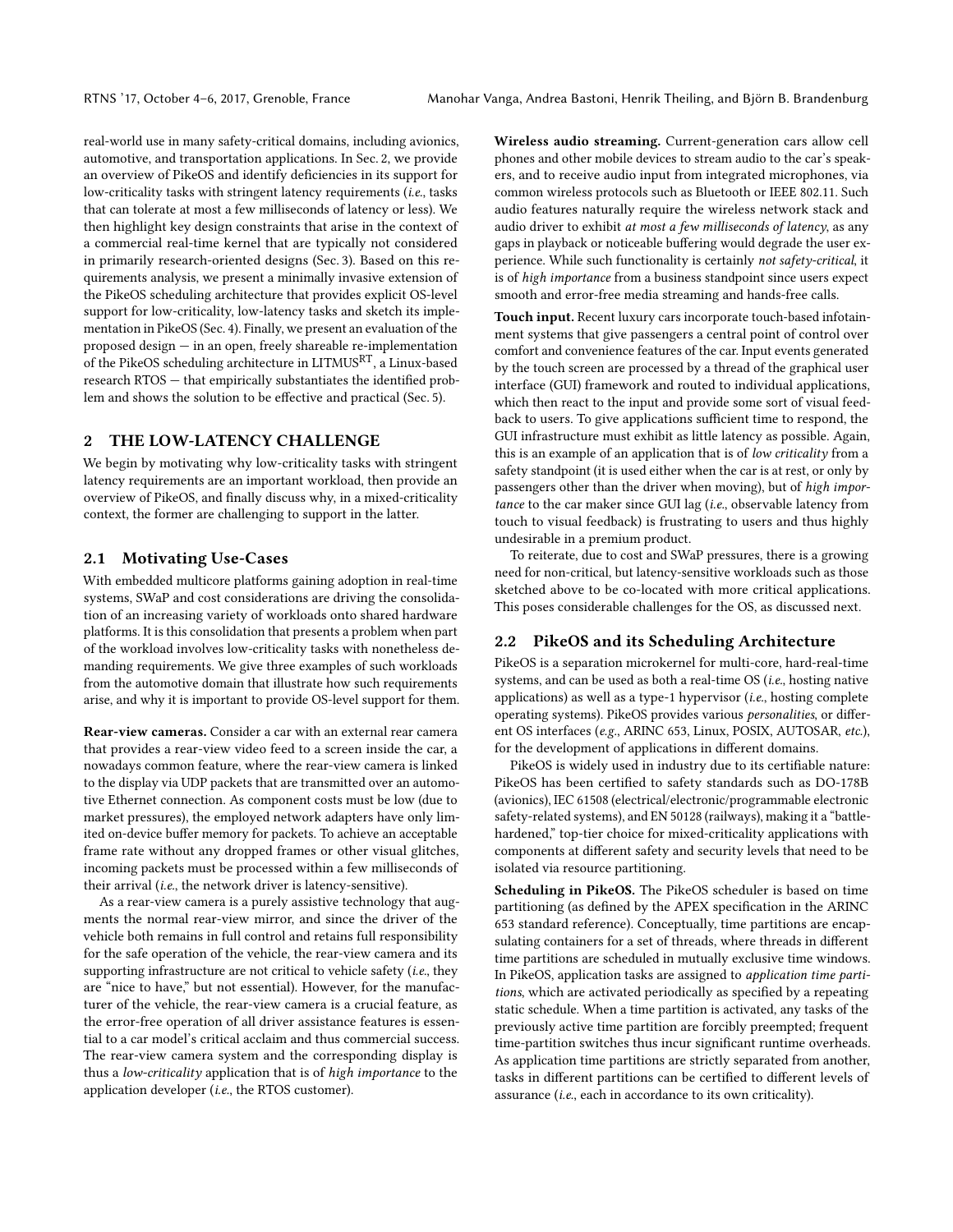real-world use in many safety-critical domains, including avionics, automotive, and transportation applications. In Sec. 2, we provide an overview of PikeOS and identify deficiencies in its support for low-criticality tasks with stringent latency requirements (*i.e.*, tasks that can tolerate at most a few milliseconds of latency or less). We then highlight key design constraints that arise in the context of a commercial real-time kernel that are typically not considered in primarily research-oriented designs (Sec. 3). Based on this requirements analysis, we present a minimally invasive extension of the PikeOS scheduling architecture that provides explicit OS-level support for low-criticality, low-latency tasks and sketch its implementation in PikeOS (Sec. 4). Finally, we present an evaluation of the proposed design — in an open, freely shareable re-implementation of the PikeOS scheduling architecture in LITMUS$^{RT}$, a Linux-based research RTOS — that empirically substantiates the identified problem and shows the solution to be effective and practical (Sec. 5).

## 2 THE LOW-LATENCY CHALLENGE

We begin by motivating why low-criticality tasks with stringent latency requirements are an important workload, then provide an overview of PikeOS, and finally discuss why, in a mixed-criticality context, the former are challenging to support in the latter.

### 2.1 Motivating Use-Cases

With embedded multicore platforms gaining adoption in real-time systems, SWaP and cost considerations are driving the consolidation of an increasing variety of workloads onto shared hardware platforms. It is this consolidation that presents a problem when part of the workload involves low-criticality tasks with nonetheless demanding requirements. We give three examples of such workloads from the automotive domain that illustrate how such requirements arise, and why it is important to provide OS-level support for them.

**Rear-view cameras.** Consider a car with an external rear camera that provides a rear-view video feed to a screen inside the car, a nowadays common feature, where the rear-view camera is linked to the display via UDP packets that are transmitted over an automotive Ethernet connection. As component costs must be low (due to market pressures), the employed network adapters have only limited on-device buffer memory for packets. To achieve an acceptable frame rate without any dropped frames or other visual glitches, incoming packets must be processed within a few milliseconds of their arrival (*i.e.*, the network driver is latency-sensitive).

As a rear-view camera is a purely assistive technology that augments the normal rear-view mirror, and since the driver of the vehicle both remains in full control and retains full responsibility for the safe operation of the vehicle, the rear-view camera and its supporting infrastructure are not critical to vehicle safety (*i.e.*, they are "nice to have," but not essential). However, for the manufacturer of the vehicle, the rear-view camera is a crucial feature, as the error-free operation of all driver assistance features is essential to a car model's critical acclaim and thus commercial success. The rear-view camera system and the corresponding display is thus a *low-criticality* application that is of *high importance* to the application developer (*i.e.*, the RTOS customer).

**Wireless audio streaming.** Current-generation cars allow cell phones and other mobile devices to stream audio to the car's speakers, and to receive audio input from integrated microphones, via common wireless protocols such as Bluetooth or IEEE 802.11. Such audio features naturally require the wireless network stack and audio driver to exhibit *at most a few milliseconds of latency*, as any gaps in playback or noticeable buffering would degrade the user experience. While such functionality is certainly *not safety-critical*, it is of *high importance* from a business standpoint since users expect smooth and error-free media streaming and hands-free calls.

**Touch input.** Recent luxury cars incorporate touch-based infotainment systems that give passengers a central point of control over comfort and convenience features of the car. Input events generated by the touch screen are processed by a thread of the graphical user interface (GUI) framework and routed to individual applications, which then react to the input and provide some sort of visual feedback to users. To give applications sufficient time to respond, the GUI infrastructure must exhibit as little latency as possible. Again, this is an example of an application that is of *low criticality* from a safety standpoint (it is used either when the car is at rest, or only by passengers other than the driver when moving), but of *high importance* to the car maker since GUI lag (*i.e.*, observable latency from touch to visual feedback) is frustrating to users and thus highly undesirable in a premium product.

To reiterate, due to cost and SWaP pressures, there is a growing need for non-critical, but latency-sensitive workloads such as those sketched above to be co-located with more critical applications. This poses considerable challenges for the OS, as discussed next.

### 2.2 PikeOS and its Scheduling Architecture

PikeOS is a separation microkernel for multi-core, hard-real-time systems, and can be used as both a real-time OS (*i.e.*, hosting native applications) as well as a type-1 hypervisor (*i.e.*, hosting complete operating systems). PikeOS provides various *personalities*, or different OS interfaces (*e.g.*, ARINC 653, Linux, POSIX, AUTOSAR, *etc.*), for the development of applications in different domains.

PikeOS is widely used in industry due to its certifiable nature: PikeOS has been certified to safety standards such as DO-178B (avionics), IEC 61508 (electrical/electronic/programmable electronic safety-related systems), and EN 50128 (railways), making it a "battle-hardened," top-tier choice for mixed-criticality applications with components at different safety and security levels that need to be isolated via resource partitioning.

**Scheduling in PikeOS.** The PikeOS scheduler is based on time partitioning (as defined by the APEX specification in the ARINC 653 standard reference). Conceptually, time partitions are encapsulating containers for a set of threads, where threads in different time partitions are scheduled in mutually exclusive time windows. In PikeOS, application tasks are assigned to *application time partitions*, which are activated periodically as specified by a repeating static schedule. When a time partition is activated, any tasks of the previously active time partition are forcibly preempted; frequent time-partition switches thus incur significant runtime overheads. As application time partitions are strictly separated from another, tasks in different partitions can be certified to different levels of assurance (*i.e.*, each in accordance to its own criticality).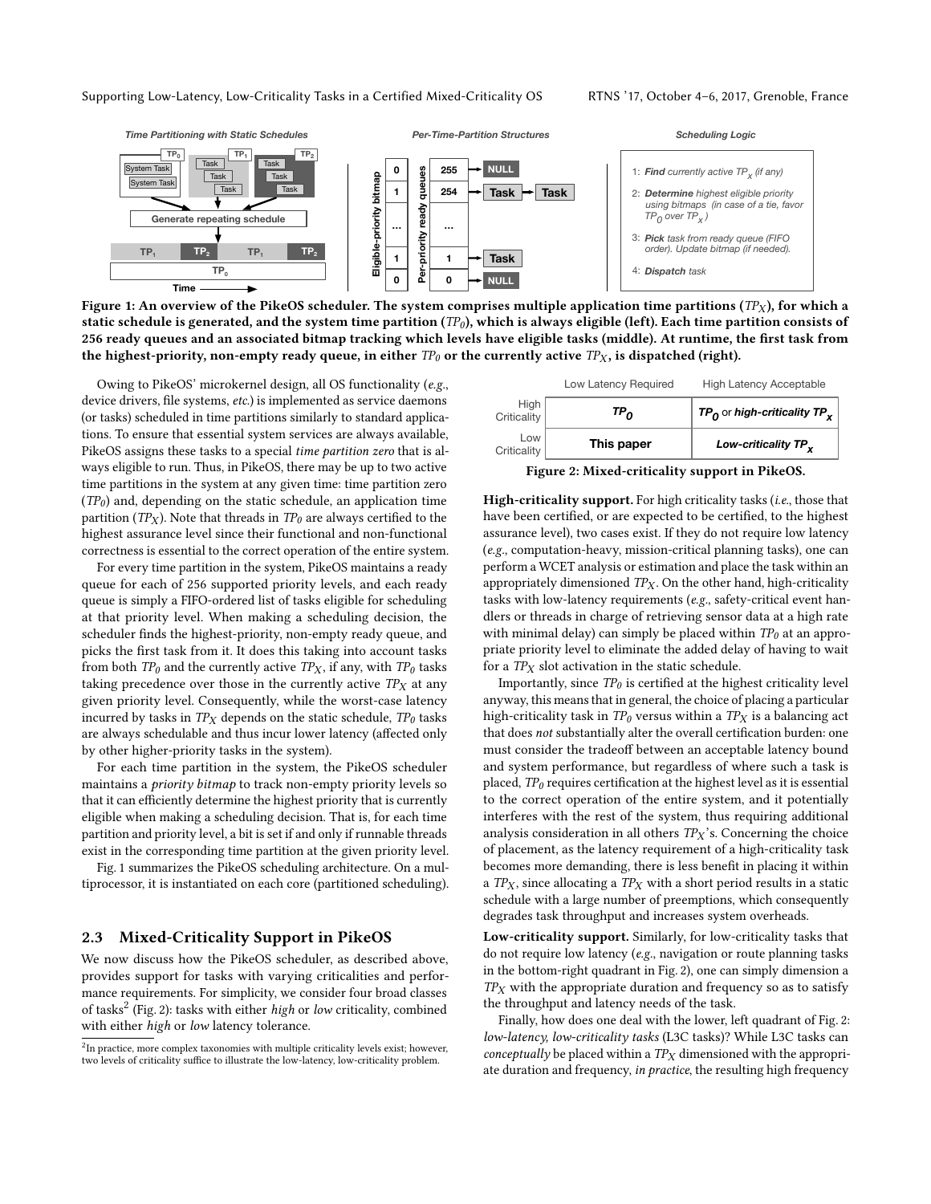Figure 1: An overview of the PikeOS scheduler. The system comprises multiple application time partitions ($TP_X$), for which a static schedule is generated, and the system time partition ($TP_0$), which is always eligible (left). Each time partition consists of 256 ready queues and an associated bitmap tracking which levels have eligible tasks (middle). At runtime, the first task from the highest-priority, non-empty ready queue, in either $TP_0$ or the currently active $TP_X$, is dispatched (right).

Owing to PikeOS' microkernel design, all OS functionality (*e.g.*, device drivers, file systems, *etc.*) is implemented as service daemons (or tasks) scheduled in time partitions similarly to standard applications. To ensure that essential system services are always available, PikeOS assigns these tasks to a special *time partition zero* that is always eligible to run. Thus, in PikeOS, there may be up to two active time partitions in the system at any given time: time partition zero ($TP_0$) and, depending on the static schedule, an application time partition ($TP_X$). Note that threads in $TP_0$ are always certified to the highest assurance level since their functional and non-functional correctness is essential to the correct operation of the entire system.

For every time partition in the system, PikeOS maintains a ready queue for each of 256 supported priority levels, and each ready queue is simply a FIFO-ordered list of tasks eligible for scheduling at that priority level. When making a scheduling decision, the scheduler finds the highest-priority, non-empty ready queue, and picks the first task from it. It does this taking into account tasks from both $TP_0$ and the currently active $TP_X$, if any, with $TP_0$ tasks taking precedence over those in the currently active $TP_X$ at any given priority level. Consequently, while the worst-case latency incurred by tasks in $TP_X$ depends on the static schedule, $TP_0$ tasks are always schedulable and thus incur lower latency (affected only by other higher-priority tasks in the system).

For each time partition in the system, the PikeOS scheduler maintains a *priority bitmap* to track non-empty priority levels so that it can efficiently determine the highest priority that is currently eligible when making a scheduling decision. That is, for each time partition and priority level, a bit is set if and only if runnable threads exist in the corresponding time partition at the given priority level.

Fig. 1 summarizes the PikeOS scheduling architecture. On a multiprocessor, it is instantiated on each core (partitioned scheduling).

## 2.3 Mixed-Criticality Support in PikeOS

We now discuss how the PikeOS scheduler, as described above, provides support for tasks with varying criticalities and performance requirements. For simplicity, we consider four broad classes of tasks[2] (Fig. 2): tasks with either *high* or *low* criticality, combined with either *high* or *low* latency tolerance.

[2]In practice, more complex taxonomies with multiple criticality levels exist; however, two levels of criticality suffice to illustrate the low-latency, low-criticality problem.

| | Low Latency Required | High Latency Acceptable |
|---|---|---|
| High Criticality | $TP_0$ | $TP_0$ or high-criticality $TP_X$ |
| Low Criticality | This paper | Low-criticality $TP_X$ |

Figure 2: Mixed-criticality support in PikeOS.

**High-criticality support.** For high criticality tasks (*i.e.*, those that have been certified, or are expected to be certified, to the highest assurance level), two cases exist. If they do not require low latency (*e.g.*, computation-heavy, mission-critical planning tasks), one can perform a WCET analysis or estimation and place the task within an appropriately dimensioned $TP_X$. On the other hand, high-criticality tasks with low-latency requirements (*e.g.*, safety-critical event handlers or threads in charge of retrieving sensor data at a high rate with minimal delay) can simply be placed within $TP_0$ at an appropriate priority level to eliminate the added delay of having to wait for a $TP_X$ slot activation in the static schedule.

Importantly, since $TP_0$ is certified at the highest criticality level anyway, this means that in general, the choice of placing a particular high-criticality task in $TP_0$ versus within a $TP_X$ is a balancing act that does *not* substantially alter the overall certification burden: one must consider the tradeoff between an acceptable latency bound and system performance, but regardless of where such a task is placed, $TP_0$ requires certification at the highest level as it is essential to the correct operation of the entire system, and it potentially interferes with the rest of the system, thus requiring additional analysis consideration in all others $TP_X$'s. Concerning the choice of placement, as the latency requirement of a high-criticality task becomes more demanding, there is less benefit in placing it within a $TP_X$, since allocating a $TP_X$ with a short period results in a static schedule with a large number of preemptions, which consequently degrades task throughput and increases system overheads.

**Low-criticality support.** Similarly, for low-criticality tasks that do not require low latency (*e.g.*, navigation or route planning tasks in the bottom-right quadrant in Fig. 2), one can simply dimension a $TP_X$ with the appropriate duration and frequency so as to satisfy the throughput and latency needs of the task.

Finally, how does one deal with the lower, left quadrant of Fig. 2: *low-latency, low-criticality tasks* (L3C tasks)? While L3C tasks can *conceptually* be placed within a $TP_X$ dimensioned with the appropriate duration and frequency, *in practice*, the resulting high frequency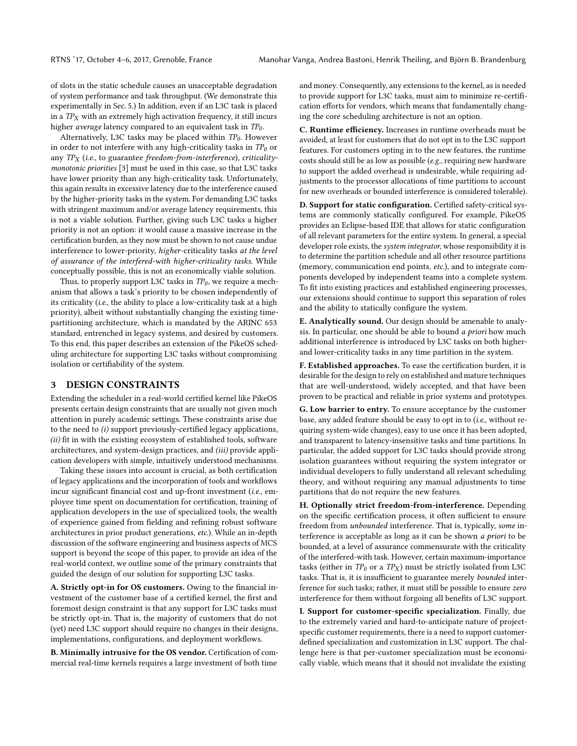of slots in the static schedule causes an unacceptable degradation of system performance and task throughput. (We demonstrate this experimentally in Sec. 5.) In addition, even if an L3C task is placed in a $TP_X$ with an extremely high activation frequency, it still incurs higher *average* latency compared to an equivalent task in $TP_0$.

Alternatively, L3C tasks may be placed within $TP_0$. However in order to not interfere with any high-criticality tasks in $TP_0$ or any $TP_X$ (*i.e.*, to guarantee *freedom-from-interference*), *criticality-monotonic priorities* [3] must be used in this case, so that L3C tasks have lower priority than any high-criticality task. Unfortunately, this again results in excessive latency due to the interference caused by the higher-priority tasks in the system. For demanding L3C tasks with stringent maximum and/or average latency requirements, this is not a viable solution. Further, giving such L3C tasks a higher priority is not an option: it would cause a massive increase in the certification burden, as they now must be shown to not cause undue interference to lower-priority, *higher*-criticality tasks *at the level of assurance of the interfered-with higher-criticality tasks.* While conceptually possible, this is not an economically viable solution.

Thus, to properly support L3C tasks in $TP_0$, we require a mechanism that allows a task's priority to be chosen independently of its criticality (*i.e.*, the ability to place a low-criticality task at a high priority), albeit without substantially changing the existing time-partitioning architecture, which is mandated by the ARINC 653 standard, entrenched in legacy systems, and desired by customers. To this end, this paper describes an extension of the PikeOS scheduling architecture for supporting L3C tasks without compromising isolation or certifiability of the system.

## 3 DESIGN CONSTRAINTS

Extending the scheduler in a real-world certified kernel like PikeOS presents certain design constraints that are usually not given much attention in purely academic settings. These constraints arise due to the need to *(i)* support previously-certified legacy applications, *(ii)* fit in with the existing ecosystem of established tools, software architectures, and system-design practices, and *(iii)* provide application developers with simple, intuitively understood mechanisms.

Taking these issues into account is crucial, as both certification of legacy applications and the incorporation of tools and workflows incur significant financial cost and up-front investment (*i.e.*, employee time spent on documentation for certification, training of application developers in the use of specialized tools, the wealth of experience gained from fielding and refining robust software architectures in prior product generations, *etc.*). While an in-depth discussion of the software engineering and business aspects of MCS support is beyond the scope of this paper, to provide an idea of the real-world context, we outline some of the primary constraints that guided the design of our solution for supporting L3C tasks.

**A. Strictly opt-in for OS customers.** Owing to the financial investment of the customer base of a certified kernel, the first and foremost design constraint is that any support for L3C tasks must be strictly opt-in. That is, the majority of customers that do not (yet) need L3C support should require no changes in their designs, implementations, configurations, and deployment workflows.

**B. Minimally intrusive for the OS vendor.** Certification of commercial real-time kernels requires a large investment of both time and money. Consequently, any extensions to the kernel, as is needed to provide support for L3C tasks, must aim to minimize re-certification efforts for vendors, which means that fundamentally changing the core scheduling architecture is not an option.

**C. Runtime efficiency.** Increases in runtime overheads must be avoided, at least for customers that do not opt in to the L3C support features. For customers opting in to the new features, the runtime costs should still be as low as possible (*e.g.*, requiring new hardware to support the added overhead is undesirable, while requiring adjustments to the processor allocations of time partitions to account for new overheads or bounded interference is considered tolerable).

**D. Support for static configuration.** Certified safety-critical systems are commonly statically configured. For example, PikeOS provides an Eclipse-based IDE that allows for static configuration of all relevant parameters for the entire system. In general, a special developer role exists, the *system integrator*, whose responsibility it is to determine the partition schedule and all other resource partitions (memory, communication end points, *etc.*), and to integrate components developed by independent teams into a complete system. To fit into existing practices and established engineering processes, our extensions should continue to support this separation of roles and the ability to statically configure the system.

**E. Analytically sound.** Our design should be amenable to analysis. In particular, one should be able to bound *a priori* how much additional interference is introduced by L3C tasks on both higher- and lower-criticality tasks in any time partition in the system.

**F. Established approaches.** To ease the certification burden, it is desirable for the design to rely on established and mature techniques that are well-understood, widely accepted, and that have been proven to be practical and reliable in prior systems and prototypes.

**G. Low barrier to entry.** To ensure acceptance by the customer base, any added feature should be easy to opt in to (*i.e.*, without requiring system-wide changes), easy to use once it has been adopted, and transparent to latency-insensitive tasks and time partitions. In particular, the added support for L3C tasks should provide strong isolation guarantees without requiring the system integrator or individual developers to fully understand all relevant scheduling theory, and without requiring any manual adjustments to time partitions that do not require the new features.

**H. Optionally strict freedom-from-interference.** Depending on the specific certification process, it often sufficient to ensure freedom from *unbounded* interference. That is, typically, *some* interference is acceptable as long as it can be shown *a priori* to be bounded, at a level of assurance commensurate with the criticality of the interfered-with task. However, certain maximum-importance tasks (either in $TP_0$ or a $TP_X$) must be strictly isolated from L3C tasks. That is, it is insufficient to guarantee merely *bounded* interference for such tasks; rather, it must still be possible to ensure *zero* interference for them without forgoing all benefits of L3C support.

**I. Support for customer-specific specialization.** Finally, due to the extremely varied and hard-to-anticipate nature of project-specific customer requirements, there is a need to support customer-defined specialization and customization in L3C support. The challenge here is that per-customer specialization must be economically viable, which means that it should not invalidate the existing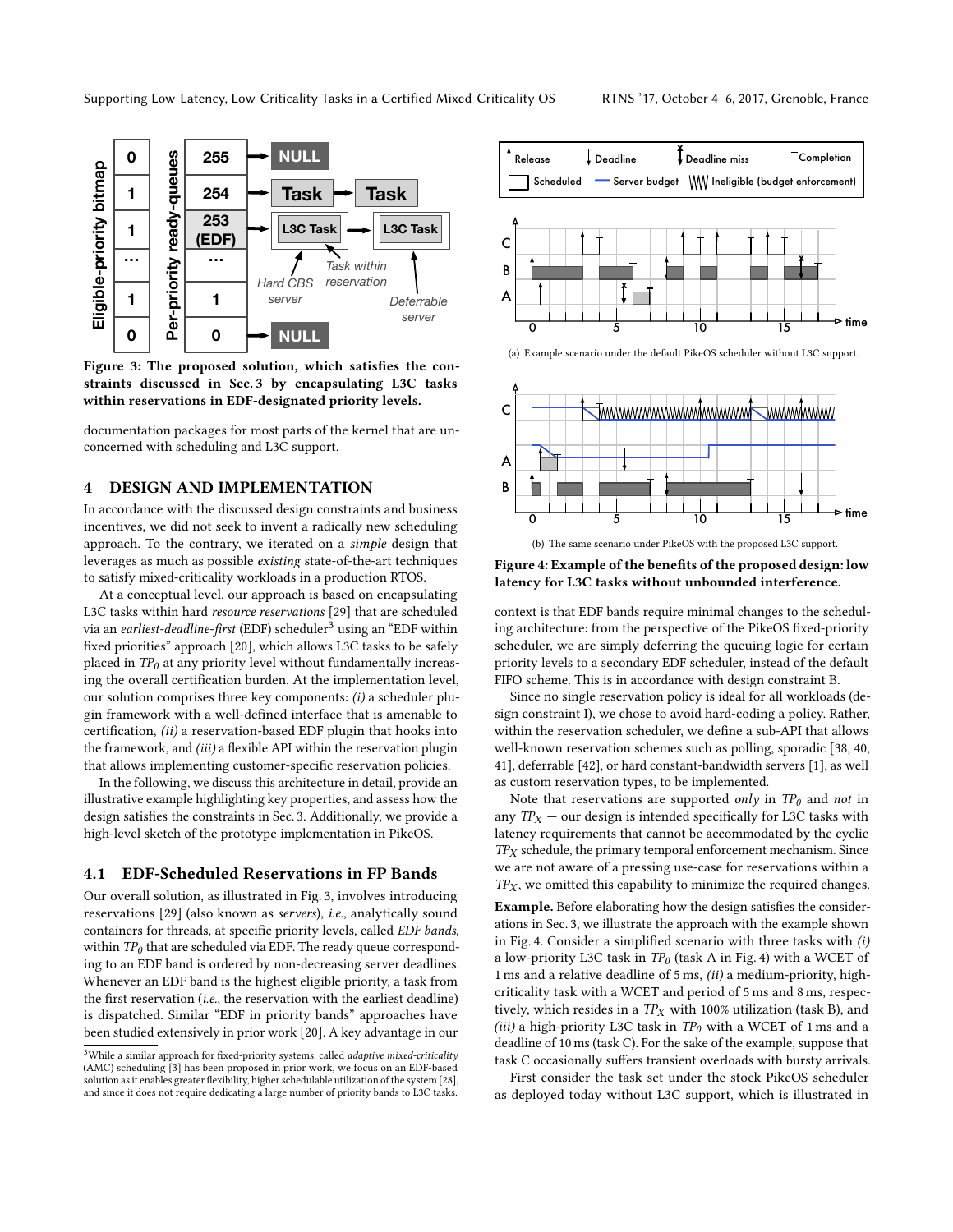Figure 3: The proposed solution, which satisfies the constraints discussed in Sec. 3 by encapsulating L3C tasks within reservations in EDF-designated priority levels.

documentation packages for most parts of the kernel that are unconcerned with scheduling and L3C support.

## 4 DESIGN AND IMPLEMENTATION

In accordance with the discussed design constraints and business incentives, we did not seek to invent a radically new scheduling approach. To the contrary, we iterated on a *simple* design that leverages as much as possible *existing* state-of-the-art techniques to satisfy mixed-criticality workloads in a production RTOS.

At a conceptual level, our approach is based on encapsulating L3C tasks within hard *resource reservations* [29] that are scheduled via an *earliest-deadline-first* (EDF) scheduler[3] using an "EDF within fixed priorities" approach [20], which allows L3C tasks to be safely placed in $TP_0$ at any priority level without fundamentally increasing the overall certification burden. At the implementation level, our solution comprises three key components: *(i)* a scheduler plugin framework with a well-defined interface that is amenable to certification, *(ii)* a reservation-based EDF plugin that hooks into the framework, and *(iii)* a flexible API within the reservation plugin that allows implementing customer-specific reservation policies.

In the following, we discuss this architecture in detail, provide an illustrative example highlighting key properties, and assess how the design satisfies the constraints in Sec. 3. Additionally, we provide a high-level sketch of the prototype implementation in PikeOS.

### 4.1 EDF-Scheduled Reservations in FP Bands

Our overall solution, as illustrated in Fig. 3, involves introducing reservations [29] (also known as *servers*), *i.e.*, analytically sound containers for threads, at specific priority levels, called *EDF bands*, within $TP_0$ that are scheduled via EDF. The ready queue corresponding to an EDF band is ordered by non-decreasing server deadlines. Whenever an EDF band is the highest eligible priority, a task from the first reservation (*i.e.*, the reservation with the earliest deadline) is dispatched. Similar "EDF in priority bands" approaches have been studied extensively in prior work [20]. A key advantage in our context is that EDF bands require minimal changes to the scheduling architecture: from the perspective of the PikeOS fixed-priority scheduler, we are simply deferring the queuing logic for certain priority levels to a secondary EDF scheduler, instead of the default FIFO scheme. This is in accordance with design constraint B.

Since no single reservation policy is ideal for all workloads (design constraint I), we chose to avoid hard-coding a policy. Rather, within the reservation scheduler, we define a sub-API that allows well-known reservation schemes such as polling, sporadic [38, 40, 41], deferrable [42], or hard constant-bandwidth servers [1], as well as custom reservation types, to be implemented.

Note that reservations are supported *only* in $TP_0$ and *not* in any $TP_X$ — our design is intended specifically for L3C tasks with latency requirements that cannot be accommodated by the cyclic $TP_X$ schedule, the primary temporal enforcement mechanism. Since we are not aware of a pressing use-case for reservations within a $TP_X$, we omitted this capability to minimize the required changes.

[3] While a similar approach for fixed-priority systems, called *adaptive mixed-criticality* (AMC) scheduling [3] has been proposed in prior work, we focus on an EDF-based solution as it enables greater flexibility, higher schedulable utilization of the system [28], and since it does not require dedicating a large number of priority bands to L3C tasks.

(a) Example scenario under the default PikeOS scheduler without L3C support.

(b) The same scenario under PikeOS with the proposed L3C support.

Figure 4: Example of the benefits of the proposed design: low latency for L3C tasks without unbounded interference.

**Example.** Before elaborating how the design satisfies the considerations in Sec. 3, we illustrate the approach with the example shown in Fig. 4. Consider a simplified scenario with three tasks with *(i)* a low-priority L3C task in $TP_0$ (task A in Fig. 4) with a WCET of 1 ms and a relative deadline of 5 ms, *(ii)* a medium-priority, high-criticality task with a WCET and period of 5 ms and 8 ms, respectively, which resides in a $TP_X$ with 100% utilization (task B), and *(iii)* a high-priority L3C task in $TP_0$ with a WCET of 1 ms and a deadline of 10 ms (task C). For the sake of the example, suppose that task C occasionally suffers transient overloads with bursty arrivals.

First consider the task set under the stock PikeOS scheduler as deployed today without L3C support, which is illustrated in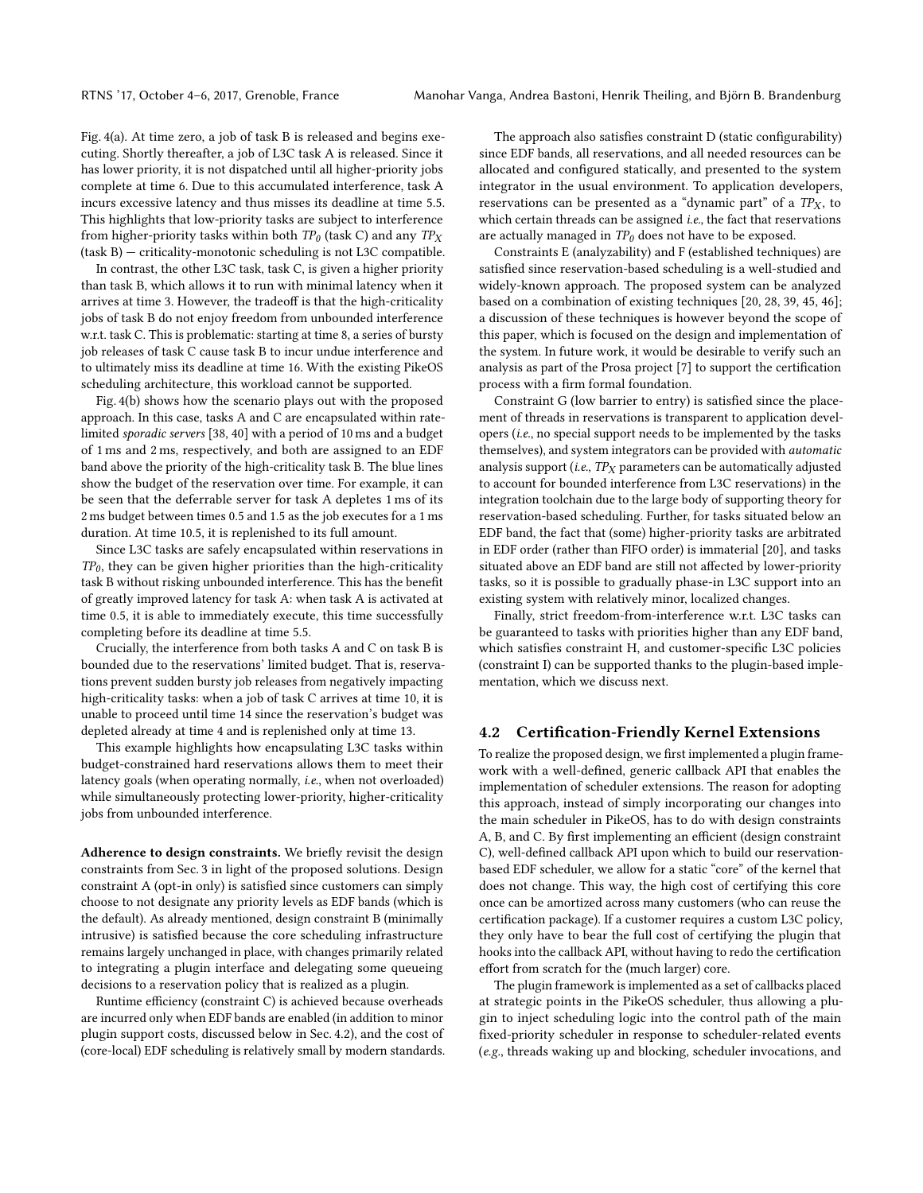Fig. 4(a). At time zero, a job of task B is released and begins executing. Shortly thereafter, a job of L3C task A is released. Since it has lower priority, it is not dispatched until all higher-priority jobs complete at time 6. Due to this accumulated interference, task A incurs excessive latency and thus misses its deadline at time 5.5. This highlights that low-priority tasks are subject to interference from higher-priority tasks within both $TP_0$ (task C) and any $TP_X$ (task B) — criticality-monotonic scheduling is not L3C compatible.

In contrast, the other L3C task, task C, is given a higher priority than task B, which allows it to run with minimal latency when it arrives at time 3. However, the tradeoff is that the high-criticality jobs of task B do not enjoy freedom from unbounded interference w.r.t. task C. This is problematic: starting at time 8, a series of bursty job releases of task C cause task B to incur undue interference and to ultimately miss its deadline at time 16. With the existing PikeOS scheduling architecture, this workload cannot be supported.

Fig. 4(b) shows how the scenario plays out with the proposed approach. In this case, tasks A and C are encapsulated within rate-limited *sporadic servers* [38, 40] with a period of 10 ms and a budget of 1 ms and 2 ms, respectively, and both are assigned to an EDF band above the priority of the high-criticality task B. The blue lines show the budget of the reservation over time. For example, it can be seen that the deferrable server for task A depletes 1 ms of its 2 ms budget between times 0.5 and 1.5 as the job executes for a 1 ms duration. At time 10.5, it is replenished to its full amount.

Since L3C tasks are safely encapsulated within reservations in $TP_0$, they can be given higher priorities than the high-criticality task B without risking unbounded interference. This has the benefit of greatly improved latency for task A: when task A is activated at time 0.5, it is able to immediately execute, this time successfully completing before its deadline at time 5.5.

Crucially, the interference from both tasks A and C on task B is bounded due to the reservations' limited budget. That is, reservations prevent sudden bursty job releases from negatively impacting high-criticality tasks: when a job of task C arrives at time 10, it is unable to proceed until time 14 since the reservation's budget was depleted already at time 4 and is replenished only at time 13.

This example highlights how encapsulating L3C tasks within budget-constrained hard reservations allows them to meet their latency goals (when operating normally, *i.e.*, when not overloaded) while simultaneously protecting lower-priority, higher-criticality jobs from unbounded interference.

**Adherence to design constraints.** We briefly revisit the design constraints from Sec. 3 in light of the proposed solutions. Design constraint A (opt-in only) is satisfied since customers can simply choose to not designate any priority levels as EDF bands (which is the default). As already mentioned, design constraint B (minimally intrusive) is satisfied because the core scheduling infrastructure remains largely unchanged in place, with changes primarily related to integrating a plugin interface and delegating some queueing decisions to a reservation policy that is realized as a plugin.

Runtime efficiency (constraint C) is achieved because overheads are incurred only when EDF bands are enabled (in addition to minor plugin support costs, discussed below in Sec. 4.2), and the cost of (core-local) EDF scheduling is relatively small by modern standards.

The approach also satisfies constraint D (static configurability) since EDF bands, all reservations, and all needed resources can be allocated and configured statically, and presented to the system integrator in the usual environment. To application developers, reservations can be presented as a "dynamic part" of a $TP_X$, to which certain threads can be assigned *i.e.*, the fact that reservations are actually managed in $TP_0$ does not have to be exposed.

Constraints E (analyzability) and F (established techniques) are satisfied since reservation-based scheduling is a well-studied and widely-known approach. The proposed system can be analyzed based on a combination of existing techniques [20, 28, 39, 45, 46]; a discussion of these techniques is however beyond the scope of this paper, which is focused on the design and implementation of the system. In future work, it would be desirable to verify such an analysis as part of the Prosa project [7] to support the certification process with a firm formal foundation.

Constraint G (low barrier to entry) is satisfied since the placement of threads in reservations is transparent to application developers (*i.e.*, no special support needs to be implemented by the tasks themselves), and system integrators can be provided with *automatic* analysis support (*i.e.*, $TP_X$ parameters can be automatically adjusted to account for bounded interference from L3C reservations) in the integration toolchain due to the large body of supporting theory for reservation-based scheduling. Further, for tasks situated below an EDF band, the fact that (some) higher-priority tasks are arbitrated in EDF order (rather than FIFO order) is immaterial [20], and tasks situated above an EDF band are still not affected by lower-priority tasks, so it is possible to gradually phase-in L3C support into an existing system with relatively minor, localized changes.

Finally, strict freedom-from-interference w.r.t. L3C tasks can be guaranteed to tasks with priorities higher than any EDF band, which satisfies constraint H, and customer-specific L3C policies (constraint I) can be supported thanks to the plugin-based implementation, which we discuss next.

## 4.2 Certification-Friendly Kernel Extensions

To realize the proposed design, we first implemented a plugin framework with a well-defined, generic callback API that enables the implementation of scheduler extensions. The reason for adopting this approach, instead of simply incorporating our changes into the main scheduler in PikeOS, has to do with design constraints A, B, and C. By first implementing an efficient (design constraint C), well-defined callback API upon which to build our reservation-based EDF scheduler, we allow for a static "core" of the kernel that does not change. This way, the high cost of certifying this core once can be amortized across many customers (who can reuse the certification package). If a customer requires a custom L3C policy, they only have to bear the full cost of certifying the plugin that hooks into the callback API, without having to redo the certification effort from scratch for the (much larger) core.

The plugin framework is implemented as a set of callbacks placed at strategic points in the PikeOS scheduler, thus allowing a plugin to inject scheduling logic into the control path of the main fixed-priority scheduler in response to scheduler-related events (*e.g.*, threads waking up and blocking, scheduler invocations, and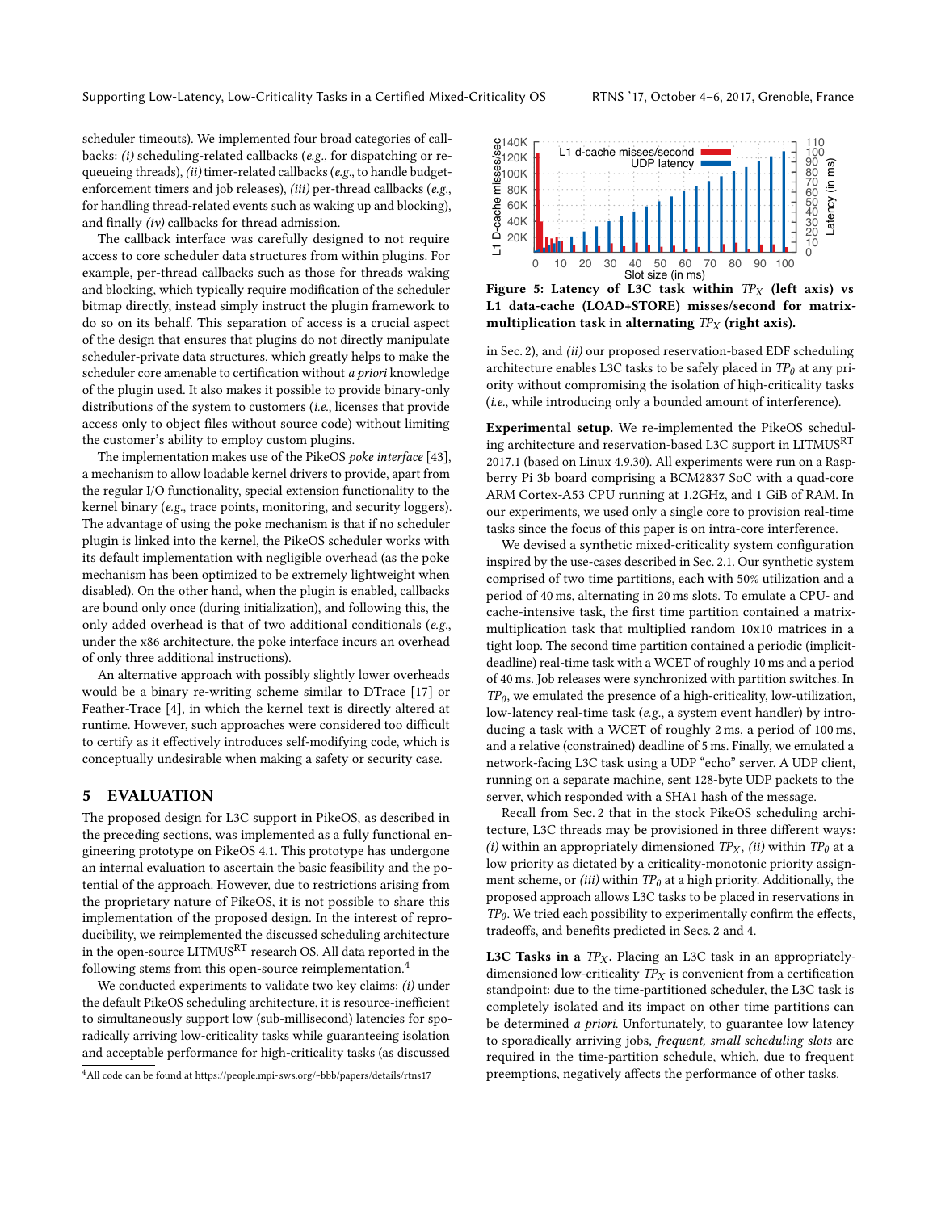scheduler timeouts). We implemented four broad categories of callbacks: *(i)* scheduling-related callbacks (*e.g.*, for dispatching or requeueing threads), *(ii)* timer-related callbacks (*e.g.*, to handle budget-enforcement timers and job releases), *(iii)* per-thread callbacks (*e.g.*, for handling thread-related events such as waking up and blocking), and finally *(iv)* callbacks for thread admission.

The callback interface was carefully designed to not require access to core scheduler data structures from within plugins. For example, per-thread callbacks such as those for threads waking and blocking, which typically require modification of the scheduler bitmap directly, instead simply instruct the plugin framework to do so on its behalf. This separation of access is a crucial aspect of the design that ensures that plugins do not directly manipulate scheduler-private data structures, which greatly helps to make the scheduler core amenable to certification without *a priori* knowledge of the plugin used. It also makes it possible to provide binary-only distributions of the system to customers (*i.e.*, licenses that provide access only to object files without source code) without limiting the customer's ability to employ custom plugins.

The implementation makes use of the PikeOS *poke interface* [43], a mechanism to allow loadable kernel drivers to provide, apart from the regular I/O functionality, special extension functionality to the kernel binary (*e.g.*, trace points, monitoring, and security loggers). The advantage of using the poke mechanism is that if no scheduler plugin is linked into the kernel, the PikeOS scheduler works with its default implementation with negligible overhead (as the poke mechanism has been optimized to be extremely lightweight when disabled). On the other hand, when the plugin is enabled, callbacks are bound only once (during initialization), and following this, the only added overhead is that of two additional conditionals (*e.g.*, under the x86 architecture, the poke interface incurs an overhead of only three additional instructions).

An alternative approach with possibly slightly lower overheads would be a binary re-writing scheme similar to DTrace [17] or Feather-Trace [4], in which the kernel text is directly altered at runtime. However, such approaches were considered too difficult to certify as it effectively introduces self-modifying code, which is conceptually undesirable when making a safety or security case.

## 5 EVALUATION

The proposed design for L3C support in PikeOS, as described in the preceding sections, was implemented as a fully functional engineering prototype on PikeOS 4.1. This prototype has undergone an internal evaluation to ascertain the basic feasibility and the potential of the approach. However, due to restrictions arising from the proprietary nature of PikeOS, it is not possible to share this implementation of the proposed design. In the interest of reproducibility, we reimplemented the discussed scheduling architecture in the open-source LITMUS$^{RT}$ research OS. All data reported in the following stems from this open-source reimplementation.[4]

We conducted experiments to validate two key claims: *(i)* under the default PikeOS scheduling architecture, it is resource-inefficient to simultaneously support low (sub-millisecond) latencies for sporadically arriving low-criticality tasks while guaranteeing isolation and acceptable performance for high-criticality tasks (as discussed in Sec. 2), and *(ii)* our proposed reservation-based EDF scheduling architecture enables L3C tasks to be safely placed in $TP_0$ at any priority without compromising the isolation of high-criticality tasks (*i.e.*, while introducing only a bounded amount of interference).

[4] All code can be found at https://people.mpi-sws.org/~bbb/papers/details/rtns17

**Figure 5: Latency of L3C task within $TP_X$ (left axis) vs L1 data-cache (LOAD+STORE) misses/second for matrix-multiplication task in alternating $TP_X$ (right axis).**

**Experimental setup.** We re-implemented the PikeOS scheduling architecture and reservation-based L3C support in LITMUS$^{RT}$ 2017.1 (based on Linux 4.9.30). All experiments were run on a Raspberry Pi 3b board comprising a BCM2837 SoC with a quad-core ARM Cortex-A53 CPU running at 1.2GHz, and 1 GiB of RAM. In our experiments, we used only a single core to provision real-time tasks since the focus of this paper is on intra-core interference.

We devised a synthetic mixed-criticality system configuration inspired by the use-cases described in Sec. 2.1. Our synthetic system comprised of two time partitions, each with 50% utilization and a period of 40 ms, alternating in 20 ms slots. To emulate a CPU- and cache-intensive task, the first time partition contained a matrix-multiplication task that multiplied random 10x10 matrices in a tight loop. The second time partition contained a periodic (implicit-deadline) real-time task with a WCET of roughly 10 ms and a period of 40 ms. Job releases were synchronized with partition switches. In $TP_0$, we emulated the presence of a high-criticality, low-utilization, low-latency real-time task (*e.g.*, a system event handler) by introducing a task with a WCET of roughly 2 ms, a period of 100 ms, and a relative (constrained) deadline of 5 ms. Finally, we emulated a network-facing L3C task using a UDP "echo" server. A UDP client, running on a separate machine, sent 128-byte UDP packets to the server, which responded with a SHA1 hash of the message.

Recall from Sec. 2 that in the stock PikeOS scheduling architecture, L3C threads may be provisioned in three different ways: *(i)* within an appropriately dimensioned $TP_X$, *(ii)* within $TP_0$ at a low priority as dictated by a criticality-monotonic priority assignment scheme, or *(iii)* within $TP_0$ at a high priority. Additionally, the proposed approach allows L3C tasks to be placed in reservations in $TP_0$. We tried each possibility to experimentally confirm the effects, tradeoffs, and benefits predicted in Secs. 2 and 4.

**L3C Tasks in a $TP_X$.** Placing an L3C task in an appropriately-dimensioned low-criticality $TP_X$ is convenient from a certification standpoint: due to the time-partitioned scheduler, the L3C task is completely isolated and its impact on other time partitions can be determined *a priori*. Unfortunately, to guarantee low latency to sporadically arriving jobs, *frequent, small scheduling slots* are required in the time-partition schedule, which, due to frequent preemptions, negatively affects the performance of other tasks.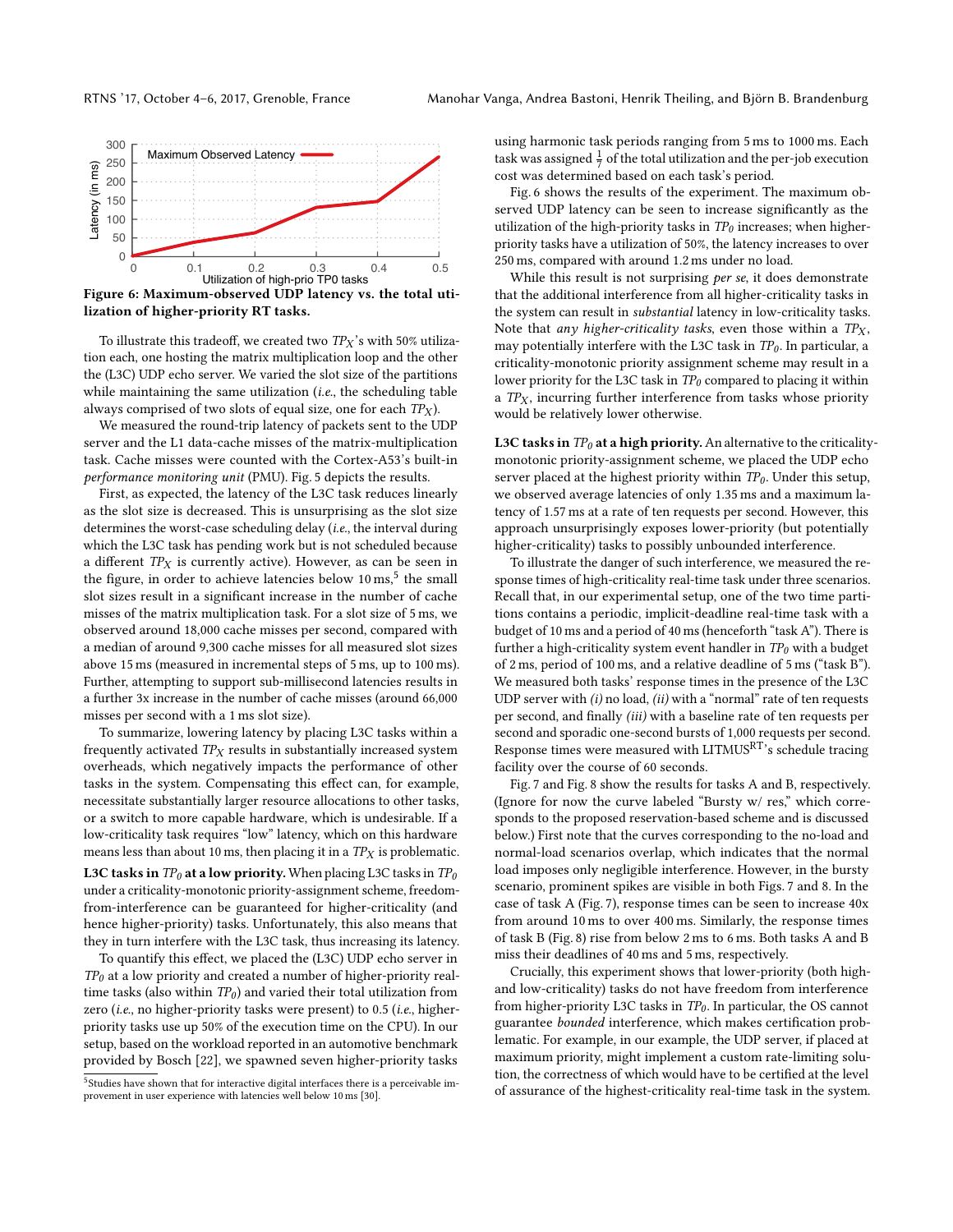Figure 6: Maximum-observed UDP latency vs. the total utilization of higher-priority RT tasks.

To illustrate this tradeoff, we created two $TP_X$'s with 50% utilization each, one hosting the matrix multiplication loop and the other the (L3C) UDP echo server. We varied the slot size of the partitions while maintaining the same utilization (*i.e.*, the scheduling table always comprised of two slots of equal size, one for each $TP_X$).

We measured the round-trip latency of packets sent to the UDP server and the L1 data-cache misses of the matrix-multiplication task. Cache misses were counted with the Cortex-A53's built-in *performance monitoring unit* (PMU). Fig. 5 depicts the results.

First, as expected, the latency of the L3C task reduces linearly as the slot size is decreased. This is unsurprising as the slot size determines the worst-case scheduling delay (*i.e.*, the interval during which the L3C task has pending work but is not scheduled because a different $TP_X$ is currently active). However, as can be seen in the figure, in order to achieve latencies below 10 ms,[5] the small slot sizes result in a significant increase in the number of cache misses of the matrix multiplication task. For a slot size of 5 ms, we observed around 18,000 cache misses per second, compared with a median of around 9,300 cache misses for all measured slot sizes above 15 ms (measured in incremental steps of 5 ms, up to 100 ms). Further, attempting to support sub-millisecond latencies results in a further 3x increase in the number of cache misses (around 66,000 misses per second with a 1 ms slot size).

To summarize, lowering latency by placing L3C tasks within a frequently activated $TP_X$ results in substantially increased system overheads, which negatively impacts the performance of other tasks in the system. Compensating this effect can, for example, necessitate substantially larger resource allocations to other tasks, or a switch to more capable hardware, which is undesirable. If a low-criticality task requires "low" latency, which on this hardware means less than about 10 ms, then placing it in a $TP_X$ is problematic.

**L3C tasks in $TP_0$ at a low priority.** When placing L3C tasks in $TP_0$ under a criticality-monotonic priority-assignment scheme, freedom-from-interference can be guaranteed for higher-criticality (and hence higher-priority) tasks. Unfortunately, this also means that they in turn interfere with the L3C task, thus increasing its latency.

To quantify this effect, we placed the (L3C) UDP echo server in $TP_0$ at a low priority and created a number of higher-priority real-time tasks (also within $TP_0$) and varied their total utilization from zero (*i.e.*, no higher-priority tasks were present) to 0.5 (*i.e.*, higher-priority tasks use up 50% of the execution time on the CPU). In our setup, based on the workload reported in an automotive benchmark provided by Bosch [22], we spawned seven higher-priority tasks using harmonic task periods ranging from 5 ms to 1000 ms. Each task was assigned $\frac{1}{7}$ of the total utilization and the per-job execution cost was determined based on each task's period.

Fig. 6 shows the results of the experiment. The maximum observed UDP latency can be seen to increase significantly as the utilization of the high-priority tasks in $TP_0$ increases; when higher-priority tasks have a utilization of 50%, the latency increases to over 250 ms, compared with around 1.2 ms under no load.

While this result is not surprising *per se*, it does demonstrate that the additional interference from all higher-criticality tasks in the system can result in *substantial* latency in low-criticality tasks. Note that *any higher-criticality tasks*, even those within a $TP_X$, may potentially interfere with the L3C task in $TP_0$. In particular, a criticality-monotonic priority assignment scheme may result in a lower priority for the L3C task in $TP_0$ compared to placing it within a $TP_X$, incurring further interference from tasks whose priority would be relatively lower otherwise.

**L3C tasks in $TP_0$ at a high priority.** An alternative to the criticality-monotonic priority-assignment scheme, we placed the UDP echo server placed at the highest priority within $TP_0$. Under this setup, we observed average latencies of only 1.35 ms and a maximum latency of 1.57 ms at a rate of ten requests per second. However, this approach unsurprisingly exposes lower-priority (but potentially higher-criticality) tasks to possibly unbounded interference.

To illustrate the danger of such interference, we measured the response times of high-criticality real-time task under three scenarios. Recall that, in our experimental setup, one of the two time partitions contains a periodic, implicit-deadline real-time task with a budget of 10 ms and a period of 40 ms (henceforth "task A"). There is further a high-criticality system event handler in $TP_0$ with a budget of 2 ms, period of 100 ms, and a relative deadline of 5 ms ("task B"). We measured both tasks' response times in the presence of the L3C UDP server with *(i)* no load, *(ii)* with a "normal" rate of ten requests per second, and finally *(iii)* with a baseline rate of ten requests per second and sporadic one-second bursts of 1,000 requests per second. Response times were measured with LITMUS$^{RT}$'s schedule tracing facility over the course of 60 seconds.

Fig. 7 and Fig. 8 show the results for tasks A and B, respectively. (Ignore for now the curve labeled "Bursty w/ res," which corresponds to the proposed reservation-based scheme and is discussed below.) First note that the curves corresponding to the no-load and normal-load scenarios overlap, which indicates that the normal load imposes only negligible interference. However, in the bursty scenario, prominent spikes are visible in both Figs. 7 and 8. In the case of task A (Fig. 7), response times can be seen to increase 40x from around 10 ms to over 400 ms. Similarly, the response times of task B (Fig. 8) rise from below 2 ms to 6 ms. Both tasks A and B miss their deadlines of 40 ms and 5 ms, respectively.

Crucially, this experiment shows that lower-priority (both high- and low-criticality) tasks do not have freedom from interference from higher-priority L3C tasks in $TP_0$. In particular, the OS cannot guarantee *bounded* interference, which makes certification problematic. For example, in our example, the UDP server, if placed at maximum priority, might implement a custom rate-limiting solution, the correctness of which would have to be certified at the level of assurance of the highest-criticality real-time task in the system.

[5] Studies have shown that for interactive digital interfaces there is a perceivable improvement in user experience with latencies well below 10 ms [30].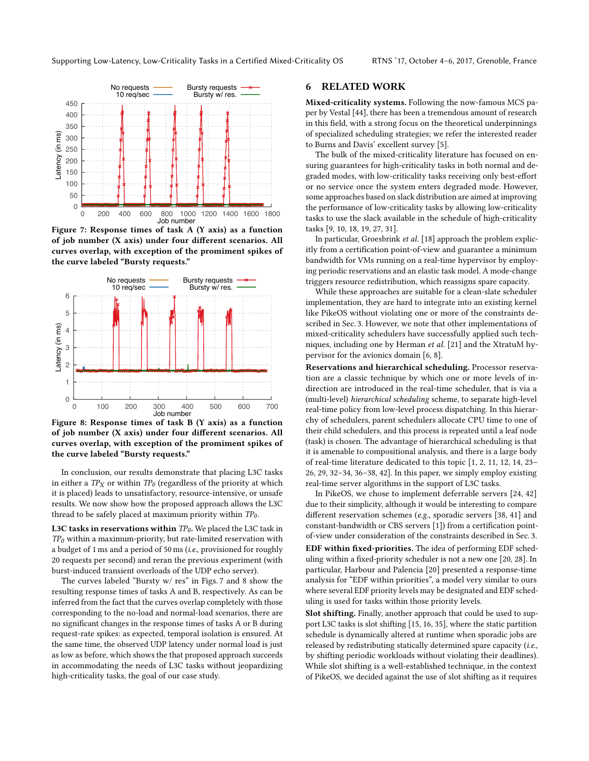Figure 7: Response times of task A (Y axis) as a function of job number (X axis) under four different scenarios. All curves overlap, with exception of the prominent spikes of the curve labeled “Bursty requests.”

Figure 8: Response times of task B (Y axis) as a function of job number (X axis) under four different scenarios. All curves overlap, with exception of the prominent spikes of the curve labeled “Bursty requests.”

In conclusion, our results demonstrate that placing L3C tasks in either a $TP_X$ or within $TP_0$ (regardless of the priority at which it is placed) leads to unsatisfactory, resource-intensive, or unsafe results. We now show how the proposed approach allows the L3C thread to be safely placed at maximum priority within $TP_0$.

**L3C tasks in reservations within $TP_0$.** We placed the L3C task in $TP_0$ within a maximum-priority, but rate-limited reservation with a budget of 1 ms and a period of 50 ms (*i.e.*, provisioned for roughly 20 requests per second) and reran the previous experiment (with burst-induced transient overloads of the UDP echo server).

The curves labeled “Bursty w/ res” in Figs. 7 and 8 show the resulting response times of tasks A and B, respectively. As can be inferred from the fact that the curves overlap completely with those corresponding to the no-load and normal-load scenarios, there are no significant changes in the response times of tasks A or B during request-rate spikes: as expected, temporal isolation is ensured. At the same time, the observed UDP latency under normal load is just as low as before, which shows the that proposed approach succeeds in accommodating the needs of L3C tasks without jeopardizing high-criticality tasks, the goal of our case study.

## 6 RELATED WORK

**Mixed-criticality systems.** Following the now-famous MCS paper by Vestal [44], there has been a tremendous amount of research in this field, with a strong focus on the theoretical underpinnings of specialized scheduling strategies; we refer the interested reader to Burns and Davis' excellent survey [5].

The bulk of the mixed-criticality literature has focused on ensuring guarantees for high-criticality tasks in both normal and degraded modes, with low-criticality tasks receiving only best-effort or no service once the system enters degraded mode. However, some approaches based on slack distribution are aimed at improving the performance of low-criticality tasks by allowing low-criticality tasks to use the slack available in the schedule of high-criticality tasks [9, 10, 18, 19, 27, 31].

In particular, Groesbrink *et al.* [18] approach the problem explicitly from a certification point-of-view and guarantee a minimum bandwidth for VMs running on a real-time hypervisor by employing periodic reservations and an elastic task model. A mode-change triggers resource redistribution, which reassigns spare capacity.

While these approaches are suitable for a clean-slate scheduler implementation, they are hard to integrate into an existing kernel like PikeOS without violating one or more of the constraints described in Sec. 3. However, we note that other implementations of mixed-criticality schedulers have successfully applied such techniques, including one by Herman *et al.* [21] and the XtratuM hypervisor for the avionics domain [6, 8].

**Reservations and hierarchical scheduling.** Processor reservation are a classic technique by which one or more levels of indirection are introduced in the real-time scheduler, that is via a (multi-level) *hierarchical scheduling* scheme, to separate high-level real-time policy from low-level process dispatching. In this hierarchy of schedulers, parent schedulers allocate CPU time to one of their child schedulers, and this process is repeated until a leaf node (task) is chosen. The advantage of hierarchical scheduling is that it is amenable to compositional analysis, and there is a large body of real-time literature dedicated to this topic [1, 2, 11, 12, 14, 23–26, 29, 32–34, 36–38, 42]. In this paper, we simply employ existing real-time server algorithms in the support of L3C tasks.

In PikeOS, we chose to implement deferrable servers [24, 42] due to their simplicity, although it would be interesting to compare different reservation schemes (*e.g.*, sporadic servers [38, 41] and constant-bandwidth or CBS servers [1]) from a certification point-of-view under consideration of the constraints described in Sec. 3.

**EDF within fixed-priorities.** The idea of performing EDF scheduling within a fixed-priority scheduler is not a new one [20, 28]. In particular, Harbour and Palencia [20] presented a response-time analysis for “EDF within priorities”, a model very similar to ours where several EDF priority levels may be designated and EDF scheduling is used for tasks within those priority levels.

**Slot shifting.** Finally, another approach that could be used to support L3C tasks is slot shifting [15, 16, 35], where the static partition schedule is dynamically altered at runtime when sporadic jobs are released by redistributing statically determined spare capacity (*i.e.*, by shifting periodic workloads without violating their deadlines). While slot shifting is a well-established technique, in the context of PikeOS, we decided against the use of slot shifting as it requires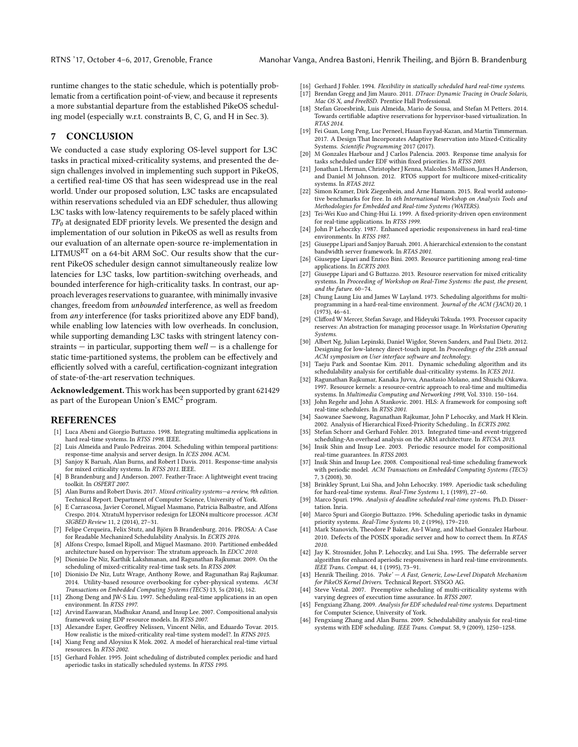runtime changes to the static schedule, which is potentially problematic from a certification point-of-view, and because it represents a more substantial departure from the established PikeOS scheduling model (especially w.r.t. constraints B, C, G, and H in Sec. 3).

## 7 CONCLUSION

We conducted a case study exploring OS-level support for L3C tasks in practical mixed-criticality systems, and presented the design challenges involved in implementing such support in PikeOS, a certified real-time OS that has seen widespread use in the real world. Under our proposed solution, L3C tasks are encapsulated within reservations scheduled via an EDF scheduler, thus allowing L3C tasks with low-latency requirements to be safely placed within $TP_0$ at designated EDF priority levels. We presented the design and implementation of our solution in PikeOS as well as results from our evaluation of an alternate open-source re-implementation in LITMUS$^{RT}$ on a 64-bit ARM SoC. Our results show that the current PikeOS scheduler design cannot simultaneously realize low latencies for L3C tasks, low partition-switching overheads, and bounded interference for high-criticality tasks. In contrast, our approach leverages reservations to guarantee, with minimally invasive changes, freedom from *unbounded* interference, as well as freedom from *any* interference (for tasks prioritized above any EDF band), while enabling low latencies with low overheads. In conclusion, while supporting demanding L3C tasks with stringent latency constraints — in particular, supporting them *well* — is a challenge for static time-partitioned systems, the problem can be effectively and efficiently solved with a careful, certification-cognizant integration of state-of-the-art reservation techniques.

**Acknowledgement.** This work has been supported by grant 621429 as part of the European Union's EMC$^2$ program.

## REFERENCES

[1] Luca Abeni and Giorgio Buttazzo. 1998. Integrating multimedia applications in hard real-time systems. In *RTSS 1998*. IEEE.

[2] Luis Almeida and Paulo Pedreiras. 2004. Scheduling within temporal partitions: response-time analysis and server design. In *ICES 2004*. ACM.

[3] Sanjoy K Baruah, Alan Burns, and Robert I Davis. 2011. Response-time analysis for mixed criticality systems. In *RTSS 2011*. IEEE.

[4] B Brandenburg and J Anderson. 2007. Feather-Trace: A lightweight event tracing toolkit. In *OSPERT 2007*.

[5] Alan Burns and Robert Davis. 2017. *Mixed criticality systems—a review, 9th edition.* Technical Report. Department of Computer Science, University of York.

[6] E Carrascosa, Javier Coronel, Miguel Masmano, Patricia Balbastre, and Alfons Crespo. 2014. XtratuM hypervisor redesign for LEON4 multicore processor. *ACM SIGBED Review* 11, 2 (2014), 27–31.

[7] Felipe Cerqueira, Felix Stutz, and Björn B Brandenburg. 2016. PROSA: A Case for Readable Mechanized Schedulability Analysis. In *ECRTS 2016*.

[8] Alfons Crespo, Ismael Ripoll, and Miguel Masmano. 2010. Partitioned embedded architecture based on hypervisor: The xtratum approach. In *EDCC 2010*.

[9] Dionisio De Niz, Karthik Lakshmanan, and Ragunathan Rajkumar. 2009. On the scheduling of mixed-criticality real-time task sets. In *RTSS 2009*.

[10] Dionisio De Niz, Lutz Wrage, Anthony Rowe, and Ragunathan Raj Rajkumar. 2014. Utility-based resource overbooking for cyber-physical systems. *ACM Transactions on Embedded Computing Systems (TECS)* 13, 5s (2014), 162.

[11] Zhong Deng and JW-S Liu. 1997. Scheduling real-time applications in an open environment. In *RTSS 1997*.

[12] Arvind Easwaran, Madhukar Anand, and Insup Lee. 2007. Compositional analysis framework using EDP resource models. In *RTSS 2007*.

[13] Alexandre Esper, Geoffrey Nelissen, Vincent Nélis, and Eduardo Tovar. 2015. How realistic is the mixed-criticality real-time system model?. In *RTNS 2015*.

[14] Xiang Feng and Aloysius K Mok. 2002. A model of hierarchical real-time virtual resources. In *RTSS 2002*.

[15] Gerhard Fohler. 1995. Joint scheduling of distributed complex periodic and hard aperiodic tasks in statically scheduled systems. In *RTSS 1995*.

[16] Gerhard J Fohler. 1994. *Flexibility in statically scheduled hard real-time systems.*

[17] Brendan Gregg and Jim Mauro. 2011. *DTrace: Dynamic Tracing in Oracle Solaris, Mac OS X, and FreeBSD.* Prentice Hall Professional.

[18] Stefan Groesbrink, Luis Almeida, Mario de Sousa, and Stefan M Petters. 2014. Towards certifiable adaptive reservations for hypervisor-based virtualization. In *RTAS 2014*.

[19] Fei Guan, Long Peng, Luc Perneel, Hasan Fayyad-Kazan, and Martin Timmerman. 2017. A Design That Incorporates Adaptive Reservation into Mixed-Criticality Systems. *Scientific Programming* 2017 (2017).

[20] M Gonzales Harbour and J Carlos Palencia. 2003. Response time analysis for tasks scheduled under EDF within fixed priorities. In *RTSS 2003*.

[21] Jonathan L Herman, Christopher J Kenna, Malcolm S Mollison, James H Anderson, and Daniel M Johnson. 2012. RTOS support for multicore mixed-criticality systems. In *RTAS 2012*.

[22] Simon Kramer, Dirk Ziegenbein, and Arne Hamann. 2015. Real world automotive benchmarks for free. In *6th International Workshop on Analysis Tools and Methodologies for Embedded and Real-time Systems (WATERS)*.

[23] Tei-Wei Kuo and Ching-Hui Li. 1999. A fixed-priority-driven open environment for real-time applications. In *RTSS 1999*.

[24] John P Lehoczky. 1987. Enhanced aperiodic responsiveness in hard real-time environments. In *RTSS 1987*.

[25] Giuseppe Lipari and Sanjoy Baruah. 2001. A hierarchical extension to the constant bandwidth server framework. In *RTAS 2001*.

[26] Giuseppe Lipari and Enrico Bini. 2003. Resource partitioning among real-time applications. In *ECRTS 2003*.

[27] Giuseppe Lipari and G Buttazzo. 2013. Resource reservation for mixed criticality systems. In *Proceeding of Workshop on Real-Time Systems: the past, the present, and the future*. 60–74.

[28] Chung Laung Liu and James W Layland. 1973. Scheduling algorithms for multiprogramming in a hard-real-time environment. *Journal of the ACM (JACM)* 20, 1 (1973), 46–61.

[29] Clifford W Mercer, Stefan Savage, and Hideyuki Tokuda. 1993. Processor capacity reserves: An abstraction for managing processor usage. In *Workstation Operating Systems*.

[30] Albert Ng, Julian Lepinski, Daniel Wigdor, Steven Sanders, and Paul Dietz. 2012. Designing for low-latency direct-touch input. In *Proceedings of the 25th annual ACM symposium on User interface software and technology*.

[31] Taeju Park and Soontae Kim. 2011. Dynamic scheduling algorithm and its schedulability analysis for certifiable dual-criticality systems. In *ICES 2011*.

[32] Ragunathan Rajkumar, Kanaka Juvva, Anastasio Molano, and Shuichi Oikawa. 1997. Resource kernels: a resource-centric approach to real-time and multimedia systems. In *Multimedia Computing and Networking 1998*, Vol. 3310. 150–164.

[33] John Regehr and John A Stankovic. 2001. HLS: A framework for composing soft real-time schedulers. In *RTSS 2001*.

[34] Saowanee Saewong, Ragunathan Rajkumar, John P Lehoczky, and Mark H Klein. 2002. Analysis of Hierarchical Fixed-Priority Scheduling.. In *ECRTS 2002*.

[35] Stefan Schorr and Gerhard Fohler. 2013. Integrated time-and event-triggered scheduling-An overhead analysis on the ARM architecture. In *RTCSA 2013*.

[36] Insik Shin and Insup Lee. 2003. Periodic resource model for compositional real-time guarantees. In *RTSS 2003*.

[37] Insik Shin and Insup Lee. 2008. Compositional real-time scheduling framework with periodic model. *ACM Transactions on Embedded Computing Systems (TECS)* 7, 3 (2008), 30.

[38] Brinkley Sprunt, Lui Sha, and John Lehoczky. 1989. Aperiodic task scheduling for hard-real-time systems. *Real-Time Systems* 1, 1 (1989), 27–60.

[39] Marco Spuri. 1996. *Analysis of deadline scheduled real-time systems.* Ph.D. Dissertation. Inria.

[40] Marco Spuri and Giorgio Buttazzo. 1996. Scheduling aperiodic tasks in dynamic priority systems. *Real-Time Systems* 10, 2 (1996), 179–210.

[41] Mark Stanovich, Theodore P Baker, An-I Wang, and Michael Gonzalez Harbour. 2010. Defects of the POSIX sporadic server and how to correct them. In *RTAS 2010*.

[42] Jay K. Strosnider, John P. Lehoczky, and Lui Sha. 1995. The deferrable server algorithm for enhanced aperiodic responsiveness in hard real-time environments. *IEEE Trans. Comput.* 44, 1 (1995), 73–91.

[43] Henrik Theiling. 2016. *'Poke' — A Fast, Generic, Low-Level Dispatch Mechanism for PikeOS Kernel Drivers.* Technical Report. SYSGO AG.

[44] Steve Vestal. 2007. Preemptive scheduling of multi-criticality systems with varying degrees of execution time assurance. In *RTSS 2007*.

[45] Fengxiang Zhang. 2009. *Analysis for EDF scheduled real-time systems.* Department for Computer Science, University of York.

[46] Fengxiang Zhang and Alan Burns. 2009. Schedulability analysis for real-time systems with EDF scheduling. *IEEE Trans. Comput.* 58, 9 (2009), 1250–1258.